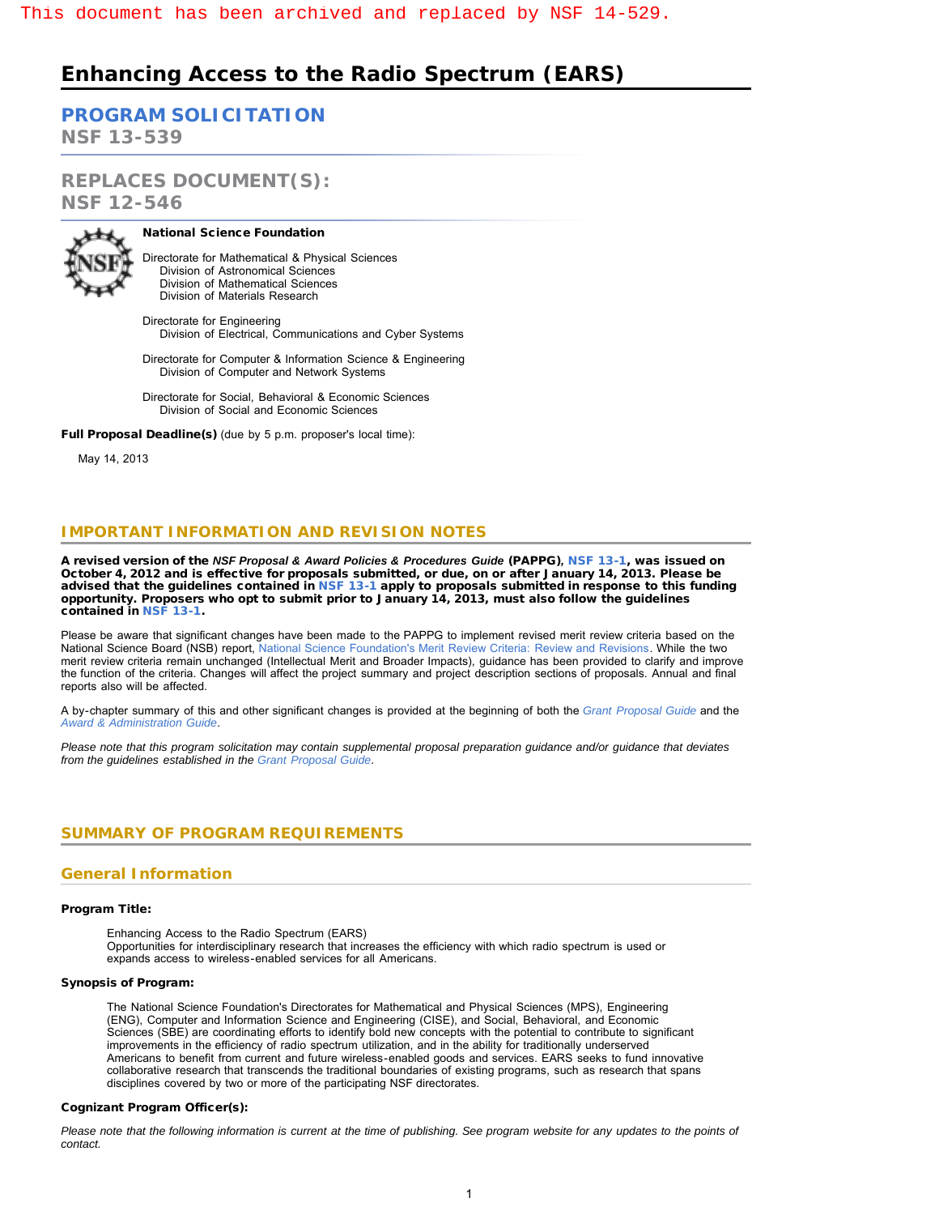This document has been archived and replaced by NSF 14-529.

# Enhancing Access to the Radio Spectrum (EARS)

## PROGRAM SOLICITATION
NSF 13-539

## REPLACES DOCUMENT(S):
NSF 12-546

**National Science Foundation**

Directorate for Mathematical & Physical Sciences
 Division of Astronomical Sciences
 Division of Mathematical Sciences
 Division of Materials Research

Directorate for Engineering
 Division of Electrical, Communications and Cyber Systems

Directorate for Computer & Information Science & Engineering
 Division of Computer and Network Systems

Directorate for Social, Behavioral & Economic Sciences
 Division of Social and Economic Sciences

**Full Proposal Deadline(s)** (due by 5 p.m. proposer's local time):

May 14, 2013

## IMPORTANT INFORMATION AND REVISION NOTES

**A revised version of the *NSF Proposal & Award Policies & Procedures Guide* (PAPPG), NSF 13-1, was issued on October 4, 2012 and is effective for proposals submitted, or due, on or after January 14, 2013. Please be advised that the guidelines contained in NSF 13-1 apply to proposals submitted in response to this funding opportunity. Proposers who opt to submit prior to January 14, 2013, must also follow the guidelines contained in NSF 13-1.**

Please be aware that significant changes have been made to the PAPPG to implement revised merit review criteria based on the National Science Board (NSB) report, National Science Foundation's Merit Review Criteria: Review and Revisions. While the two merit review criteria remain unchanged (Intellectual Merit and Broader Impacts), guidance has been provided to clarify and improve the function of the criteria. Changes will affect the project summary and project description sections of proposals. Annual and final reports also will be affected.

A by-chapter summary of this and other significant changes is provided at the beginning of both the *Grant Proposal Guide* and the *Award & Administration Guide*.

*Please note that this program solicitation may contain supplemental proposal preparation guidance and/or guidance that deviates from the guidelines established in the Grant Proposal Guide.*

## SUMMARY OF PROGRAM REQUIREMENTS

### General Information

**Program Title:**

Enhancing Access to the Radio Spectrum (EARS)
Opportunities for interdisciplinary research that increases the efficiency with which radio spectrum is used or expands access to wireless-enabled services for all Americans.

**Synopsis of Program:**

The National Science Foundation's Directorates for Mathematical and Physical Sciences (MPS), Engineering (ENG), Computer and Information Science and Engineering (CISE), and Social, Behavioral, and Economic Sciences (SBE) are coordinating efforts to identify bold new concepts with the potential to contribute to significant improvements in the efficiency of radio spectrum utilization, and in the ability for traditionally underserved Americans to benefit from current and future wireless-enabled goods and services. EARS seeks to fund innovative collaborative research that transcends the traditional boundaries of existing programs, such as research that spans disciplines covered by two or more of the participating NSF directorates.

**Cognizant Program Officer(s):**

*Please note that the following information is current at the time of publishing. See program website for any updates to the points of contact.*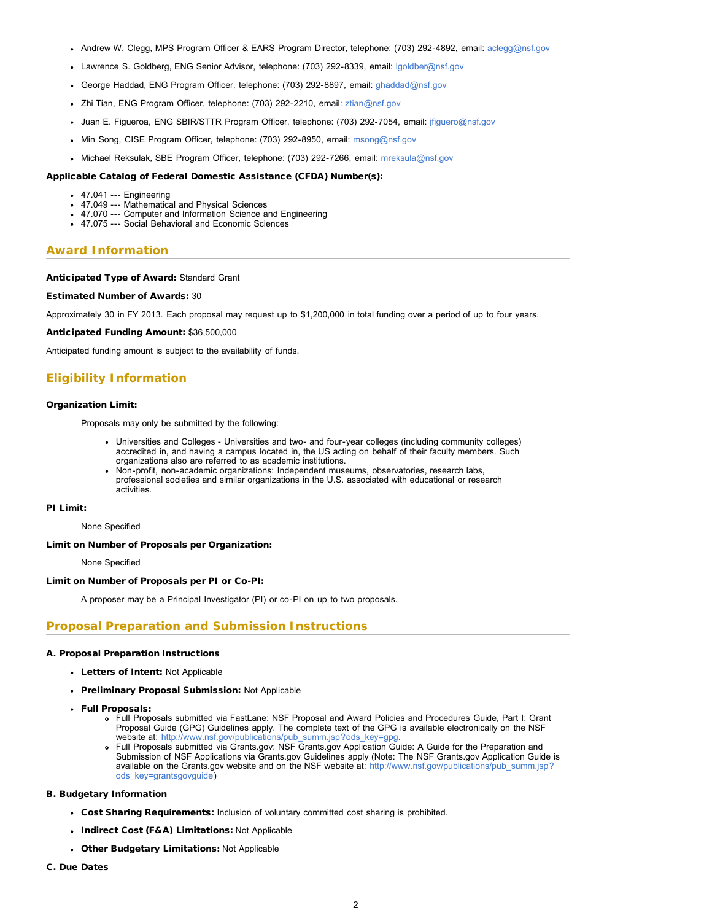- Andrew W. Clegg, MPS Program Officer & EARS Program Director, telephone: (703) 292-4892, email: aclegg@nsf.gov
- Lawrence S. Goldberg, ENG Senior Advisor, telephone: (703) 292-8339, email: lgoldber@nsf.gov
- George Haddad, ENG Program Officer, telephone: (703) 292-8897, email: ghaddad@nsf.gov
- Zhi Tian, ENG Program Officer, telephone: (703) 292-2210, email: ztian@nsf.gov
- Juan E. Figueroa, ENG SBIR/STTR Program Officer, telephone: (703) 292-7054, email: jfiguero@nsf.gov
- Min Song, CISE Program Officer, telephone: (703) 292-8950, email: msong@nsf.gov
- Michael Reksulak, SBE Program Officer, telephone: (703) 292-7266, email: mreksula@nsf.gov

**Applicable Catalog of Federal Domestic Assistance (CFDA) Number(s):**

- 47.041 --- Engineering
- 47.049 --- Mathematical and Physical Sciences
- 47.070 --- Computer and Information Science and Engineering
- 47.075 --- Social Behavioral and Economic Sciences

## Award Information

**Anticipated Type of Award:** Standard Grant

**Estimated Number of Awards:** 30

Approximately 30 in FY 2013. Each proposal may request up to $1,200,000 in total funding over a period of up to four years.

**Anticipated Funding Amount:** $36,500,000

Anticipated funding amount is subject to the availability of funds.

## Eligibility Information

**Organization Limit:**

Proposals may only be submitted by the following:

- Universities and Colleges - Universities and two- and four-year colleges (including community colleges) accredited in, and having a campus located in, the US acting on behalf of their faculty members. Such organizations also are referred to as academic institutions.
- Non-profit, non-academic organizations: Independent museums, observatories, research labs, professional societies and similar organizations in the U.S. associated with educational or research activities.

**PI Limit:**

None Specified

**Limit on Number of Proposals per Organization:**

None Specified

**Limit on Number of Proposals per PI or Co-PI:**

A proposer may be a Principal Investigator (PI) or co-PI on up to two proposals.

## Proposal Preparation and Submission Instructions

**A. Proposal Preparation Instructions**

- **Letters of Intent:** Not Applicable
- **Preliminary Proposal Submission:** Not Applicable
- **Full Proposals:**
  - Full Proposals submitted via FastLane: NSF Proposal and Award Policies and Procedures Guide, Part I: Grant Proposal Guide (GPG) Guidelines apply. The complete text of the GPG is available electronically on the NSF website at: http://www.nsf.gov/publications/pub_summ.jsp?ods_key=gpg.
  - Full Proposals submitted via Grants.gov: NSF Grants.gov Application Guide: A Guide for the Preparation and Submission of NSF Applications via Grants.gov Guidelines apply (Note: The NSF Grants.gov Application Guide is available on the Grants.gov website and on the NSF website at: http://www.nsf.gov/publications/pub_summ.jsp?ods_key=grantsgovguide)

**B. Budgetary Information**

- **Cost Sharing Requirements:** Inclusion of voluntary committed cost sharing is prohibited.
- **Indirect Cost (F&A) Limitations:** Not Applicable
- **Other Budgetary Limitations:** Not Applicable

**C. Due Dates**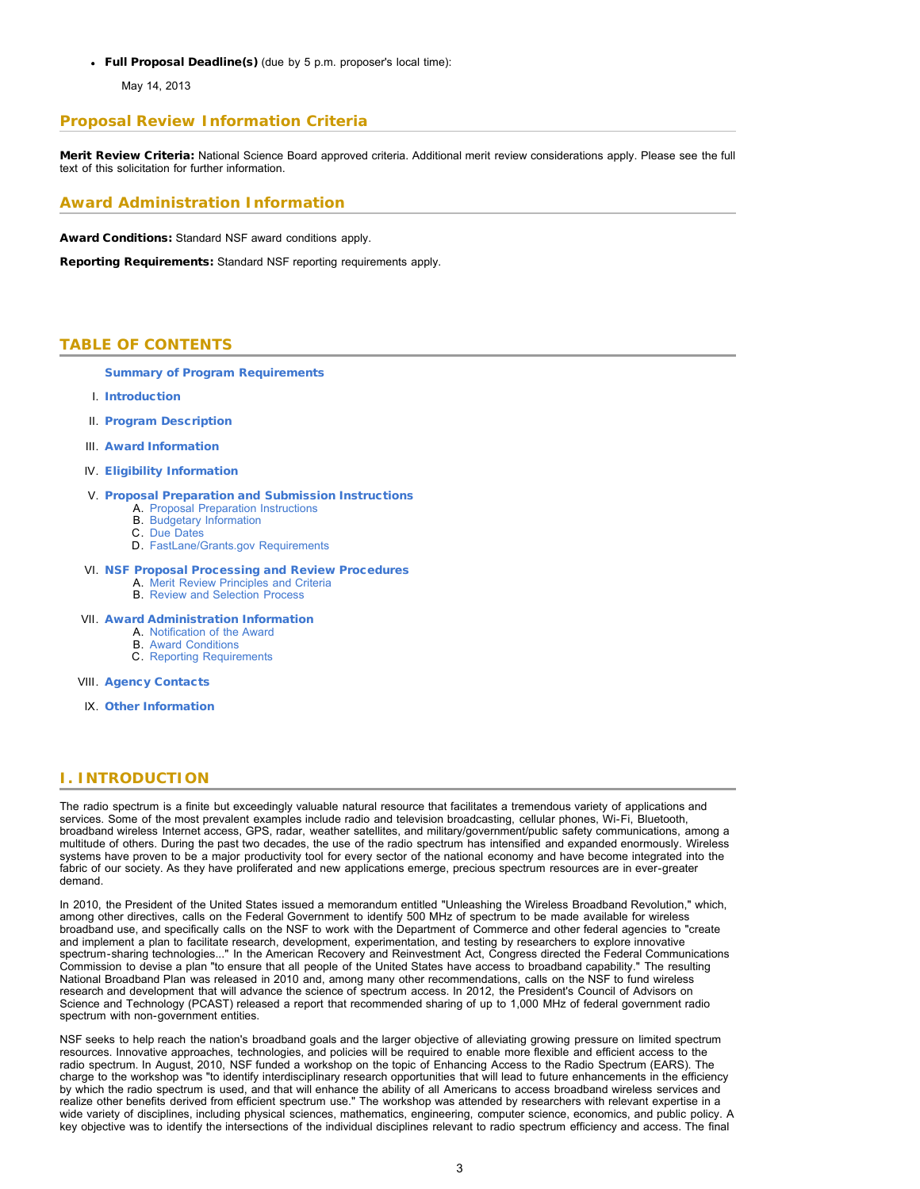- **Full Proposal Deadline(s)** (due by 5 p.m. proposer's local time):

  May 14, 2013

## Proposal Review Information Criteria

**Merit Review Criteria:** National Science Board approved criteria. Additional merit review considerations apply. Please see the full text of this solicitation for further information.

## Award Administration Information

**Award Conditions:** Standard NSF award conditions apply.

**Reporting Requirements:** Standard NSF reporting requirements apply.

## TABLE OF CONTENTS

**Summary of Program Requirements**

I. **Introduction**

II. **Program Description**

III. **Award Information**

IV. **Eligibility Information**

V. **Proposal Preparation and Submission Instructions**
   - A. Proposal Preparation Instructions
   - B. Budgetary Information
   - C. Due Dates
   - D. FastLane/Grants.gov Requirements

VI. **NSF Proposal Processing and Review Procedures**
   - A. Merit Review Principles and Criteria
   - B. Review and Selection Process

VII. **Award Administration Information**
   - A. Notification of the Award
   - B. Award Conditions
   - C. Reporting Requirements

VIII. **Agency Contacts**

IX. **Other Information**

## I. INTRODUCTION

The radio spectrum is a finite but exceedingly valuable natural resource that facilitates a tremendous variety of applications and services. Some of the most prevalent examples include radio and television broadcasting, cellular phones, Wi-Fi, Bluetooth, broadband wireless Internet access, GPS, radar, weather satellites, and military/government/public safety communications, among a multitude of others. During the past two decades, the use of the radio spectrum has intensified and expanded enormously. Wireless systems have proven to be a major productivity tool for every sector of the national economy and have become integrated into the fabric of our society. As they have proliferated and new applications emerge, precious spectrum resources are in ever-greater demand.

In 2010, the President of the United States issued a memorandum entitled "Unleashing the Wireless Broadband Revolution," which, among other directives, calls on the Federal Government to identify 500 MHz of spectrum to be made available for wireless broadband use, and specifically calls on the NSF to work with the Department of Commerce and other federal agencies to "create and implement a plan to facilitate research, development, experimentation, and testing by researchers to explore innovative spectrum-sharing technologies..." In the American Recovery and Reinvestment Act, Congress directed the Federal Communications Commission to devise a plan "to ensure that all people of the United States have access to broadband capability." The resulting National Broadband Plan was released in 2010 and, among many other recommendations, calls on the NSF to fund wireless research and development that will advance the science of spectrum access. In 2012, the President's Council of Advisors on Science and Technology (PCAST) released a report that recommended sharing of up to 1,000 MHz of federal government radio spectrum with non-government entities.

NSF seeks to help reach the nation's broadband goals and the larger objective of alleviating growing pressure on limited spectrum resources. Innovative approaches, technologies, and policies will be required to enable more flexible and efficient access to the radio spectrum. In August, 2010, NSF funded a workshop on the topic of Enhancing Access to the Radio Spectrum (EARS). The charge to the workshop was "to identify interdisciplinary research opportunities that will lead to future enhancements in the efficiency by which the radio spectrum is used, and that will enhance the ability of all Americans to access broadband wireless services and realize other benefits derived from efficient spectrum use." The workshop was attended by researchers with relevant expertise in a wide variety of disciplines, including physical sciences, mathematics, engineering, computer science, economics, and public policy. A key objective was to identify the intersections of the individual disciplines relevant to radio spectrum efficiency and access. The final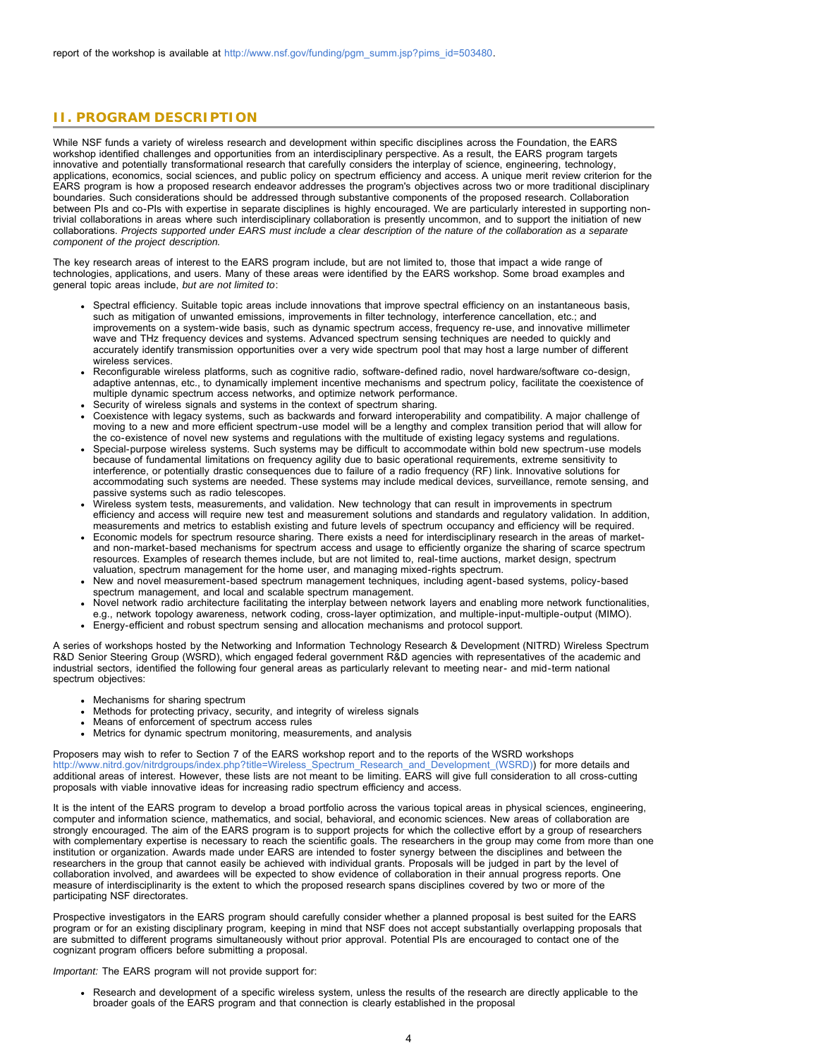report of the workshop is available at http://www.nsf.gov/funding/pgm_summ.jsp?pims_id=503480.

## II. PROGRAM DESCRIPTION

While NSF funds a variety of wireless research and development within specific disciplines across the Foundation, the EARS workshop identified challenges and opportunities from an interdisciplinary perspective. As a result, the EARS program targets innovative and potentially transformational research that carefully considers the interplay of science, engineering, technology, applications, economics, social sciences, and public policy on spectrum efficiency and access. A unique merit review criterion for the EARS program is how a proposed research endeavor addresses the program's objectives across two or more traditional disciplinary boundaries. Such considerations should be addressed through substantive components of the proposed research. Collaboration between PIs and co-PIs with expertise in separate disciplines is highly encouraged. We are particularly interested in supporting non-trivial collaborations in areas where such interdisciplinary collaboration is presently uncommon, and to support the initiation of new collaborations. *Projects supported under EARS must include a clear description of the nature of the collaboration as a separate component of the project description.*

The key research areas of interest to the EARS program include, but are not limited to, those that impact a wide range of technologies, applications, and users. Many of these areas were identified by the EARS workshop. Some broad examples and general topic areas include, *but are not limited to*:

- Spectral efficiency. Suitable topic areas include innovations that improve spectral efficiency on an instantaneous basis, such as mitigation of unwanted emissions, improvements in filter technology, interference cancellation, etc.; and improvements on a system-wide basis, such as dynamic spectrum access, frequency re-use, and innovative millimeter wave and THz frequency devices and systems. Advanced spectrum sensing techniques are needed to quickly and accurately identify transmission opportunities over a very wide spectrum pool that may host a large number of different wireless services.
- Reconfigurable wireless platforms, such as cognitive radio, software-defined radio, novel hardware/software co-design, adaptive antennas, etc., to dynamically implement incentive mechanisms and spectrum policy, facilitate the coexistence of multiple dynamic spectrum access networks, and optimize network performance.
- Security of wireless signals and systems in the context of spectrum sharing.
- Coexistence with legacy systems, such as backwards and forward interoperability and compatibility. A major challenge of moving to a new and more efficient spectrum-use model will be a lengthy and complex transition period that will allow for the co-existence of novel new systems and regulations with the multitude of existing legacy systems and regulations.
- Special-purpose wireless systems. Such systems may be difficult to accommodate within bold new spectrum-use models because of fundamental limitations on frequency agility due to basic operational requirements, extreme sensitivity to interference, or potentially drastic consequences due to failure of a radio frequency (RF) link. Innovative solutions for accommodating such systems are needed. These systems may include medical devices, surveillance, remote sensing, and passive systems such as radio telescopes.
- Wireless system tests, measurements, and validation. New technology that can result in improvements in spectrum efficiency and access will require new test and measurement solutions and standards and regulatory validation. In addition, measurements and metrics to establish existing and future levels of spectrum occupancy and efficiency will be required.
- Economic models for spectrum resource sharing. There exists a need for interdisciplinary research in the areas of market- and non-market-based mechanisms for spectrum access and usage to efficiently organize the sharing of scarce spectrum resources. Examples of research themes include, but are not limited to, real-time auctions, market design, spectrum valuation, spectrum management for the home user, and managing mixed-rights spectrum.
- New and novel measurement-based spectrum management techniques, including agent-based systems, policy-based spectrum management, and local and scalable spectrum management.
- Novel network radio architecture facilitating the interplay between network layers and enabling more network functionalities, e.g., network topology awareness, network coding, cross-layer optimization, and multiple-input-multiple-output (MIMO).
- Energy-efficient and robust spectrum sensing and allocation mechanisms and protocol support.

A series of workshops hosted by the Networking and Information Technology Research & Development (NITRD) Wireless Spectrum R&D Senior Steering Group (WSRD), which engaged federal government R&D agencies with representatives of the academic and industrial sectors, identified the following four general areas as particularly relevant to meeting near- and mid-term national spectrum objectives:

- Mechanisms for sharing spectrum
- Methods for protecting privacy, security, and integrity of wireless signals
- Means of enforcement of spectrum access rules
- Metrics for dynamic spectrum monitoring, measurements, and analysis

Proposers may wish to refer to Section 7 of the EARS workshop report and to the reports of the WSRD workshops http://www.nitrd.gov/nitrdgroups/index.php?title=Wireless_Spectrum_Research_and_Development_(WSRD)) for more details and additional areas of interest. However, these lists are not meant to be limiting. EARS will give full consideration to all cross-cutting proposals with viable innovative ideas for increasing radio spectrum efficiency and access.

It is the intent of the EARS program to develop a broad portfolio across the various topical areas in physical sciences, engineering, computer and information science, mathematics, and social, behavioral, and economic sciences. New areas of collaboration are strongly encouraged. The aim of the EARS program is to support projects for which the collective effort by a group of researchers with complementary expertise is necessary to reach the scientific goals. The researchers in the group may come from more than one institution or organization. Awards made under EARS are intended to foster synergy between the disciplines and between the researchers in the group that cannot easily be achieved with individual grants. Proposals will be judged in part by the level of collaboration involved, and awardees will be expected to show evidence of collaboration in their annual progress reports. One measure of interdisciplinarity is the extent to which the proposed research spans disciplines covered by two or more of the participating NSF directorates.

Prospective investigators in the EARS program should carefully consider whether a planned proposal is best suited for the EARS program or for an existing disciplinary program, keeping in mind that NSF does not accept substantially overlapping proposals that are submitted to different programs simultaneously without prior approval. Potential PIs are encouraged to contact one of the cognizant program officers before submitting a proposal.

*Important:* The EARS program will not provide support for:

- Research and development of a specific wireless system, unless the results of the research are directly applicable to the broader goals of the EARS program and that connection is clearly established in the proposal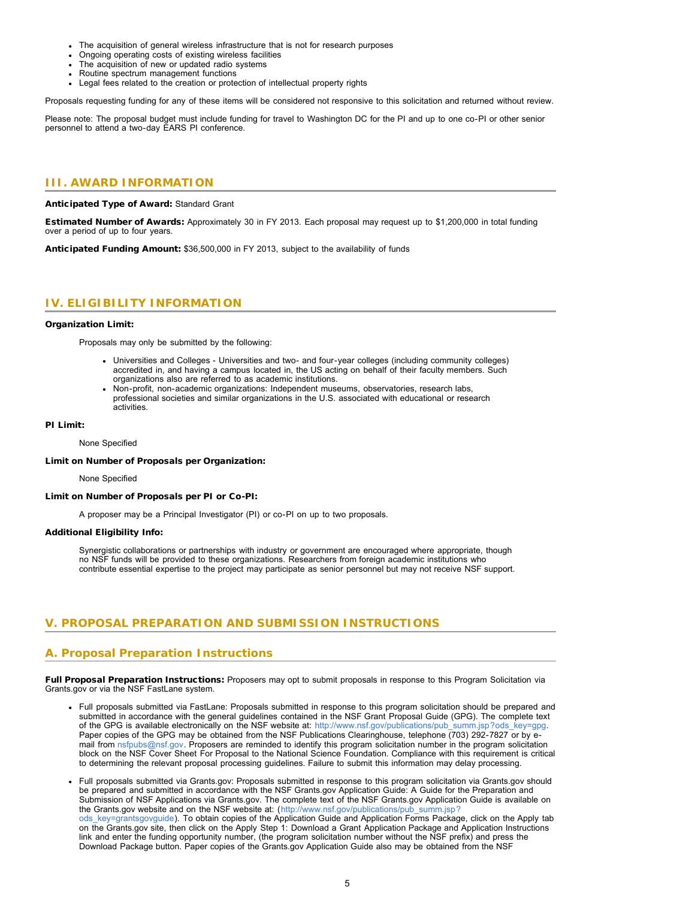- The acquisition of general wireless infrastructure that is not for research purposes
- Ongoing operating costs of existing wireless facilities
- The acquisition of new or updated radio systems
- Routine spectrum management functions
- Legal fees related to the creation or protection of intellectual property rights

Proposals requesting funding for any of these items will be considered not responsive to this solicitation and returned without review.

Please note: The proposal budget must include funding for travel to Washington DC for the PI and up to one co-PI or other senior personnel to attend a two-day EARS PI conference.

## III. AWARD INFORMATION

**Anticipated Type of Award:** Standard Grant

**Estimated Number of Awards:** Approximately 30 in FY 2013. Each proposal may request up to $1,200,000 in total funding over a period of up to four years.

**Anticipated Funding Amount:** $36,500,000 in FY 2013, subject to the availability of funds

## IV. ELIGIBILITY INFORMATION

**Organization Limit:**

Proposals may only be submitted by the following:

- Universities and Colleges - Universities and two- and four-year colleges (including community colleges) accredited in, and having a campus located in, the US acting on behalf of their faculty members. Such organizations also are referred to as academic institutions.
- Non-profit, non-academic organizations: Independent museums, observatories, research labs, professional societies and similar organizations in the U.S. associated with educational or research activities.

**PI Limit:**

None Specified

**Limit on Number of Proposals per Organization:**

None Specified

**Limit on Number of Proposals per PI or Co-PI:**

A proposer may be a Principal Investigator (PI) or co-PI on up to two proposals.

**Additional Eligibility Info:**

Synergistic collaborations or partnerships with industry or government are encouraged where appropriate, though no NSF funds will be provided to these organizations. Researchers from foreign academic institutions who contribute essential expertise to the project may participate as senior personnel but may not receive NSF support.

## V. PROPOSAL PREPARATION AND SUBMISSION INSTRUCTIONS

### A. Proposal Preparation Instructions

**Full Proposal Preparation Instructions:** Proposers may opt to submit proposals in response to this Program Solicitation via Grants.gov or via the NSF FastLane system.

- Full proposals submitted via FastLane: Proposals submitted in response to this program solicitation should be prepared and submitted in accordance with the general guidelines contained in the NSF Grant Proposal Guide (GPG). The complete text of the GPG is available electronically on the NSF website at: http://www.nsf.gov/publications/pub_summ.jsp?ods_key=gpg. Paper copies of the GPG may be obtained from the NSF Publications Clearinghouse, telephone (703) 292-7827 or by e-mail from nsfpubs@nsf.gov. Proposers are reminded to identify this program solicitation number in the program solicitation block on the NSF Cover Sheet For Proposal to the National Science Foundation. Compliance with this requirement is critical to determining the relevant proposal processing guidelines. Failure to submit this information may delay processing.
- Full proposals submitted via Grants.gov: Proposals submitted in response to this program solicitation via Grants.gov should be prepared and submitted in accordance with the NSF Grants.gov Application Guide: A Guide for the Preparation and Submission of NSF Applications via Grants.gov. The complete text of the NSF Grants.gov Application Guide is available on the Grants.gov website and on the NSF website at: (http://www.nsf.gov/publications/pub_summ.jsp?ods_key=grantsgovguide). To obtain copies of the Application Guide and Application Forms Package, click on the Apply tab on the Grants.gov site, then click on the Apply Step 1: Download a Grant Application Package and Application Instructions link and enter the funding opportunity number, (the program solicitation number without the NSF prefix) and press the Download Package button. Paper copies of the Grants.gov Application Guide also may be obtained from the NSF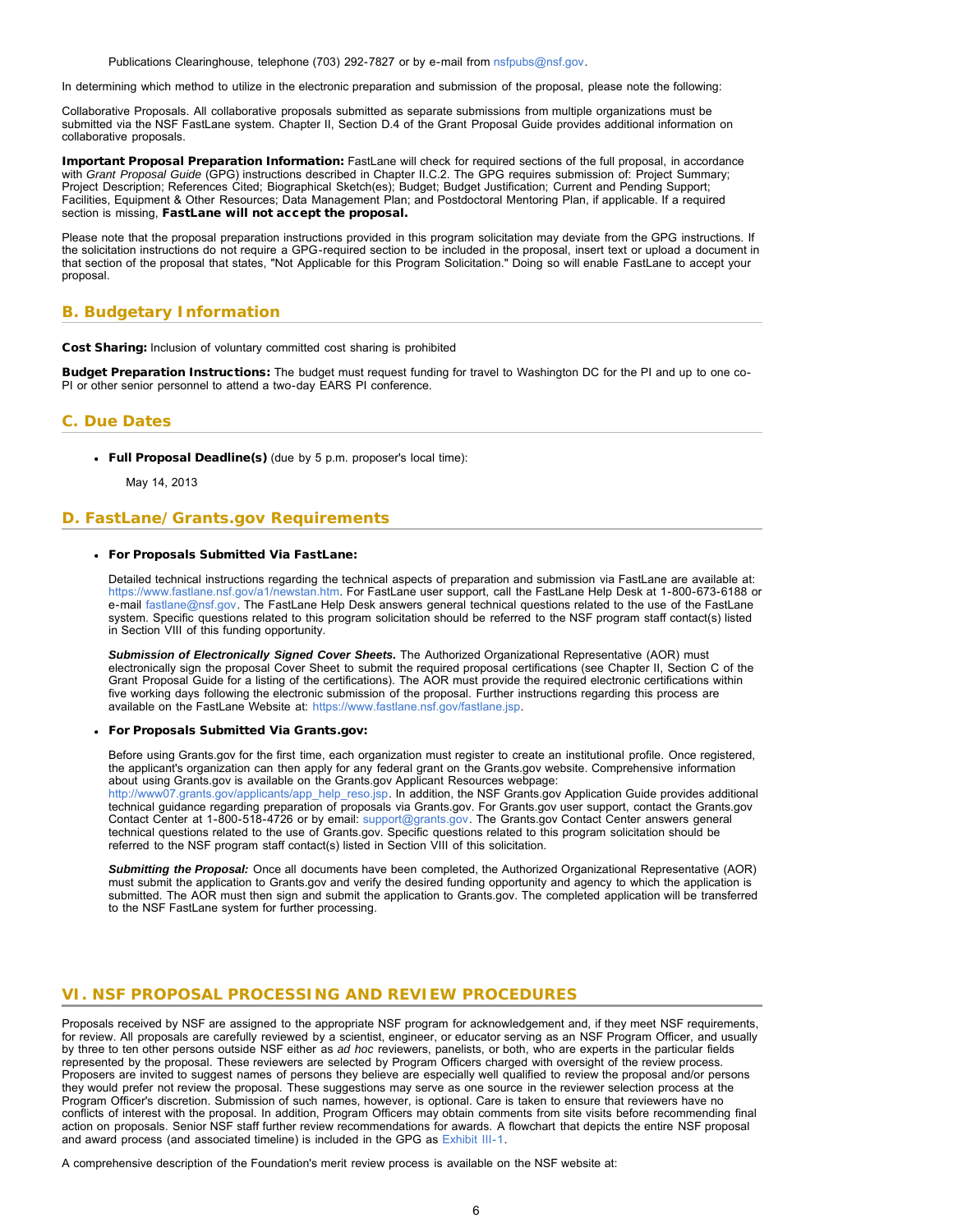Publications Clearinghouse, telephone (703) 292-7827 or by e-mail from nsfpubs@nsf.gov.

In determining which method to utilize in the electronic preparation and submission of the proposal, please note the following:

Collaborative Proposals. All collaborative proposals submitted as separate submissions from multiple organizations must be submitted via the NSF FastLane system. Chapter II, Section D.4 of the Grant Proposal Guide provides additional information on collaborative proposals.

**Important Proposal Preparation Information:** FastLane will check for required sections of the full proposal, in accordance with *Grant Proposal Guide* (GPG) instructions described in Chapter II.C.2. The GPG requires submission of: Project Summary; Project Description; References Cited; Biographical Sketch(es); Budget; Budget Justification; Current and Pending Support; Facilities, Equipment & Other Resources; Data Management Plan; and Postdoctoral Mentoring Plan, if applicable. If a required section is missing, **FastLane will not accept the proposal.**

Please note that the proposal preparation instructions provided in this program solicitation may deviate from the GPG instructions. If the solicitation instructions do not require a GPG-required section to be included in the proposal, insert text or upload a document in that section of the proposal that states, "Not Applicable for this Program Solicitation." Doing so will enable FastLane to accept your proposal.

## B. Budgetary Information

**Cost Sharing:** Inclusion of voluntary committed cost sharing is prohibited

**Budget Preparation Instructions:** The budget must request funding for travel to Washington DC for the PI and up to one co-PI or other senior personnel to attend a two-day EARS PI conference.

## C. Due Dates

- **Full Proposal Deadline(s)** (due by 5 p.m. proposer's local time):

  May 14, 2013

## D. FastLane/Grants.gov Requirements

- **For Proposals Submitted Via FastLane:**

  Detailed technical instructions regarding the technical aspects of preparation and submission via FastLane are available at: https://www.fastlane.nsf.gov/a1/newstan.htm. For FastLane user support, call the FastLane Help Desk at 1-800-673-6188 or e-mail fastlane@nsf.gov. The FastLane Help Desk answers general technical questions related to the use of the FastLane system. Specific questions related to this program solicitation should be referred to the NSF program staff contact(s) listed in Section VIII of this funding opportunity.

  ***Submission of Electronically Signed Cover Sheets.*** The Authorized Organizational Representative (AOR) must electronically sign the proposal Cover Sheet to submit the required proposal certifications (see Chapter II, Section C of the Grant Proposal Guide for a listing of the certifications). The AOR must provide the required electronic certifications within five working days following the electronic submission of the proposal. Further instructions regarding this process are available on the FastLane Website at: https://www.fastlane.nsf.gov/fastlane.jsp.

- **For Proposals Submitted Via Grants.gov:**

  Before using Grants.gov for the first time, each organization must register to create an institutional profile. Once registered, the applicant's organization can then apply for any federal grant on the Grants.gov website. Comprehensive information about using Grants.gov is available on the Grants.gov Applicant Resources webpage: http://www07.grants.gov/applicants/app_help_reso.jsp. In addition, the NSF Grants.gov Application Guide provides additional technical guidance regarding preparation of proposals via Grants.gov. For Grants.gov user support, contact the Grants.gov Contact Center at 1-800-518-4726 or by email: support@grants.gov. The Grants.gov Contact Center answers general technical questions related to the use of Grants.gov. Specific questions related to this program solicitation should be referred to the NSF program staff contact(s) listed in Section VIII of this solicitation.

  ***Submitting the Proposal:*** Once all documents have been completed, the Authorized Organizational Representative (AOR) must submit the application to Grants.gov and verify the desired funding opportunity and agency to which the application is submitted. The AOR must then sign and submit the application to Grants.gov. The completed application will be transferred to the NSF FastLane system for further processing.

# VI. NSF PROPOSAL PROCESSING AND REVIEW PROCEDURES

Proposals received by NSF are assigned to the appropriate NSF program for acknowledgement and, if they meet NSF requirements, for review. All proposals are carefully reviewed by a scientist, engineer, or educator serving as an NSF Program Officer, and usually by three to ten other persons outside NSF either as *ad hoc* reviewers, panelists, or both, who are experts in the particular fields represented by the proposal. These reviewers are selected by Program Officers charged with oversight of the review process. Proposers are invited to suggest names of persons they believe are especially well qualified to review the proposal and/or persons they would prefer not review the proposal. These suggestions may serve as one source in the reviewer selection process at the Program Officer's discretion. Submission of such names, however, is optional. Care is taken to ensure that reviewers have no conflicts of interest with the proposal. In addition, Program Officers may obtain comments from site visits before recommending final action on proposals. Senior NSF staff further review recommendations for awards. A flowchart that depicts the entire NSF proposal and award process (and associated timeline) is included in the GPG as Exhibit III-1.

A comprehensive description of the Foundation's merit review process is available on the NSF website at: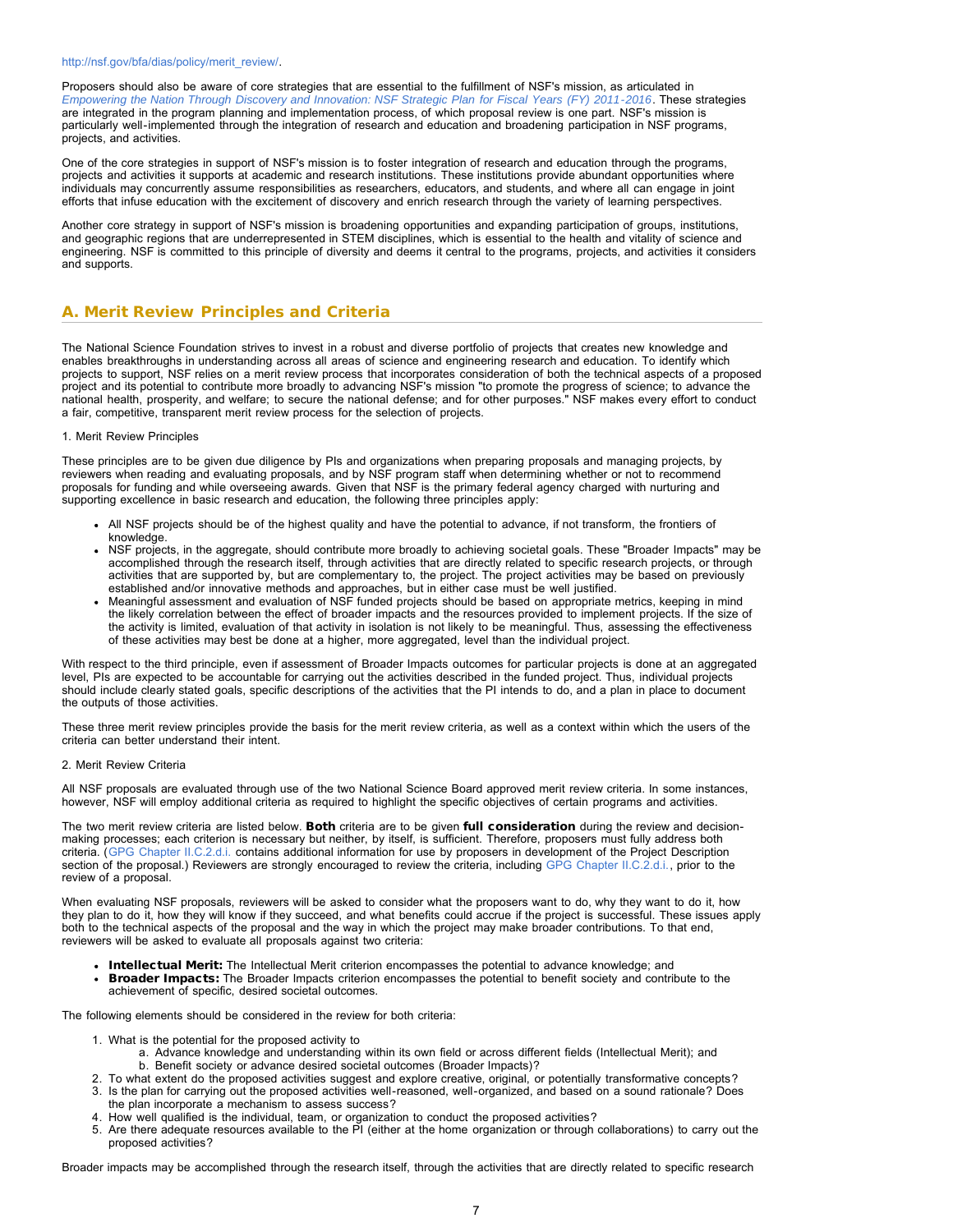http://nsf.gov/bfa/dias/policy/merit_review/.

Proposers should also be aware of core strategies that are essential to the fulfillment of NSF's mission, as articulated in *Empowering the Nation Through Discovery and Innovation: NSF Strategic Plan for Fiscal Years (FY) 2011-2016*. These strategies are integrated in the program planning and implementation process, of which proposal review is one part. NSF's mission is particularly well-implemented through the integration of research and education and broadening participation in NSF programs, projects, and activities.

One of the core strategies in support of NSF's mission is to foster integration of research and education through the programs, projects and activities it supports at academic and research institutions. These institutions provide abundant opportunities where individuals may concurrently assume responsibilities as researchers, educators, and students, and where all can engage in joint efforts that infuse education with the excitement of discovery and enrich research through the variety of learning perspectives.

Another core strategy in support of NSF's mission is broadening opportunities and expanding participation of groups, institutions, and geographic regions that are underrepresented in STEM disciplines, which is essential to the health and vitality of science and engineering. NSF is committed to this principle of diversity and deems it central to the programs, projects, and activities it considers and supports.

## A. Merit Review Principles and Criteria

The National Science Foundation strives to invest in a robust and diverse portfolio of projects that creates new knowledge and enables breakthroughs in understanding across all areas of science and engineering research and education. To identify which projects to support, NSF relies on a merit review process that incorporates consideration of both the technical aspects of a proposed project and its potential to contribute more broadly to advancing NSF's mission "to promote the progress of science; to advance the national health, prosperity, and welfare; to secure the national defense; and for other purposes." NSF makes every effort to conduct a fair, competitive, transparent merit review process for the selection of projects.

1. Merit Review Principles

These principles are to be given due diligence by PIs and organizations when preparing proposals and managing projects, by reviewers when reading and evaluating proposals, and by NSF program staff when determining whether or not to recommend proposals for funding and while overseeing awards. Given that NSF is the primary federal agency charged with nurturing and supporting excellence in basic research and education, the following three principles apply:

- All NSF projects should be of the highest quality and have the potential to advance, if not transform, the frontiers of knowledge.
- NSF projects, in the aggregate, should contribute more broadly to achieving societal goals. These "Broader Impacts" may be accomplished through the research itself, through activities that are directly related to specific research projects, or through activities that are supported by, but are complementary to, the project. The project activities may be based on previously established and/or innovative methods and approaches, but in either case must be well justified.
- Meaningful assessment and evaluation of NSF funded projects should be based on appropriate metrics, keeping in mind the likely correlation between the effect of broader impacts and the resources provided to implement projects. If the size of the activity is limited, evaluation of that activity in isolation is not likely to be meaningful. Thus, assessing the effectiveness of these activities may best be done at a higher, more aggregated, level than the individual project.

With respect to the third principle, even if assessment of Broader Impacts outcomes for particular projects is done at an aggregated level, PIs are expected to be accountable for carrying out the activities described in the funded project. Thus, individual projects should include clearly stated goals, specific descriptions of the activities that the PI intends to do, and a plan in place to document the outputs of those activities.

These three merit review principles provide the basis for the merit review criteria, as well as a context within which the users of the criteria can better understand their intent.

2. Merit Review Criteria

All NSF proposals are evaluated through use of the two National Science Board approved merit review criteria. In some instances, however, NSF will employ additional criteria as required to highlight the specific objectives of certain programs and activities.

The two merit review criteria are listed below. **Both** criteria are to be given **full consideration** during the review and decision-making processes; each criterion is necessary but neither, by itself, is sufficient. Therefore, proposers must fully address both criteria. (GPG Chapter II.C.2.d.i. contains additional information for use by proposers in development of the Project Description section of the proposal.) Reviewers are strongly encouraged to review the criteria, including GPG Chapter II.C.2.d.i., prior to the review of a proposal.

When evaluating NSF proposals, reviewers will be asked to consider what the proposers want to do, why they want to do it, how they plan to do it, how they will know if they succeed, and what benefits could accrue if the project is successful. These issues apply both to the technical aspects of the proposal and the way in which the project may make broader contributions. To that end, reviewers will be asked to evaluate all proposals against two criteria:

- **Intellectual Merit:** The Intellectual Merit criterion encompasses the potential to advance knowledge; and
- **Broader Impacts:** The Broader Impacts criterion encompasses the potential to benefit society and contribute to the achievement of specific, desired societal outcomes.

The following elements should be considered in the review for both criteria:

1. What is the potential for the proposed activity to
    a. Advance knowledge and understanding within its own field or across different fields (Intellectual Merit); and
    b. Benefit society or advance desired societal outcomes (Broader Impacts)?
2. To what extent do the proposed activities suggest and explore creative, original, or potentially transformative concepts?
3. Is the plan for carrying out the proposed activities well-reasoned, well-organized, and based on a sound rationale? Does the plan incorporate a mechanism to assess success?
4. How well qualified is the individual, team, or organization to conduct the proposed activities?
5. Are there adequate resources available to the PI (either at the home organization or through collaborations) to carry out the proposed activities?

Broader impacts may be accomplished through the research itself, through the activities that are directly related to specific research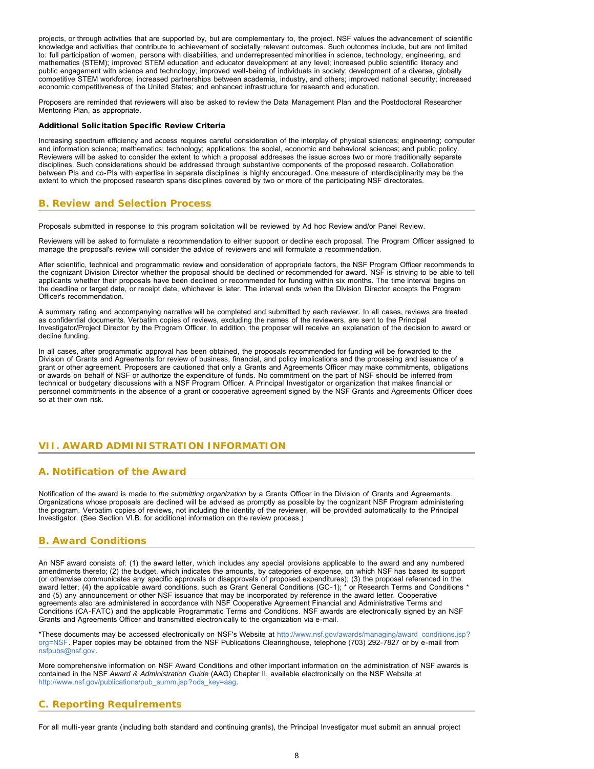projects, or through activities that are supported by, but are complementary to, the project. NSF values the advancement of scientific knowledge and activities that contribute to achievement of societally relevant outcomes. Such outcomes include, but are not limited to: full participation of women, persons with disabilities, and underrepresented minorities in science, technology, engineering, and mathematics (STEM); improved STEM education and educator development at any level; increased public scientific literacy and public engagement with science and technology; improved well-being of individuals in society; development of a diverse, globally competitive STEM workforce; increased partnerships between academia, industry, and others; improved national security; increased economic competitiveness of the United States; and enhanced infrastructure for research and education.

Proposers are reminded that reviewers will also be asked to review the Data Management Plan and the Postdoctoral Researcher Mentoring Plan, as appropriate.

**Additional Solicitation Specific Review Criteria**

Increasing spectrum efficiency and access requires careful consideration of the interplay of physical sciences; engineering; computer and information science; mathematics; technology; applications; the social, economic and behavioral sciences; and public policy. Reviewers will be asked to consider the extent to which a proposal addresses the issue across two or more traditionally separate disciplines. Such considerations should be addressed through substantive components of the proposed research. Collaboration between PIs and co-PIs with expertise in separate disciplines is highly encouraged. One measure of interdisciplinarity may be the extent to which the proposed research spans disciplines covered by two or more of the participating NSF directorates.

## B. Review and Selection Process

Proposals submitted in response to this program solicitation will be reviewed by Ad hoc Review and/or Panel Review.

Reviewers will be asked to formulate a recommendation to either support or decline each proposal. The Program Officer assigned to manage the proposal's review will consider the advice of reviewers and will formulate a recommendation.

After scientific, technical and programmatic review and consideration of appropriate factors, the NSF Program Officer recommends to the cognizant Division Director whether the proposal should be declined or recommended for award. NSF is striving to be able to tell applicants whether their proposals have been declined or recommended for funding within six months. The time interval begins on the deadline or target date, or receipt date, whichever is later. The interval ends when the Division Director accepts the Program Officer's recommendation.

A summary rating and accompanying narrative will be completed and submitted by each reviewer. In all cases, reviews are treated as confidential documents. Verbatim copies of reviews, excluding the names of the reviewers, are sent to the Principal Investigator/Project Director by the Program Officer. In addition, the proposer will receive an explanation of the decision to award or decline funding.

In all cases, after programmatic approval has been obtained, the proposals recommended for funding will be forwarded to the Division of Grants and Agreements for review of business, financial, and policy implications and the processing and issuance of a grant or other agreement. Proposers are cautioned that only a Grants and Agreements Officer may make commitments, obligations or awards on behalf of NSF or authorize the expenditure of funds. No commitment on the part of NSF should be inferred from technical or budgetary discussions with a NSF Program Officer. A Principal Investigator or organization that makes financial or personnel commitments in the absence of a grant or cooperative agreement signed by the NSF Grants and Agreements Officer does so at their own risk.

# VII. AWARD ADMINISTRATION INFORMATION

## A. Notification of the Award

Notification of the award is made to *the submitting organization* by a Grants Officer in the Division of Grants and Agreements. Organizations whose proposals are declined will be advised as promptly as possible by the cognizant NSF Program administering the program. Verbatim copies of reviews, not including the identity of the reviewer, will be provided automatically to the Principal Investigator. (See Section VI.B. for additional information on the review process.)

## B. Award Conditions

An NSF award consists of: (1) the award letter, which includes any special provisions applicable to the award and any numbered amendments thereto; (2) the budget, which indicates the amounts, by categories of expense, on which NSF has based its support (or otherwise communicates any specific approvals or disapprovals of proposed expenditures); (3) the proposal referenced in the award letter; (4) the applicable award conditions, such as Grant General Conditions (GC-1); * or Research Terms and Conditions * and (5) any announcement or other NSF issuance that may be incorporated by reference in the award letter. Cooperative agreements also are administered in accordance with NSF Cooperative Agreement Financial and Administrative Terms and Conditions (CA-FATC) and the applicable Programmatic Terms and Conditions. NSF awards are electronically signed by an NSF Grants and Agreements Officer and transmitted electronically to the organization via e-mail.

*These documents may be accessed electronically on NSF's Website at http://www.nsf.gov/awards/managing/award_conditions.jsp?org=NSF. Paper copies may be obtained from the NSF Publications Clearinghouse, telephone (703) 292-7827 or by e-mail from nsfpubs@nsf.gov.

More comprehensive information on NSF Award Conditions and other important information on the administration of NSF awards is contained in the NSF *Award & Administration Guide* (AAG) Chapter II, available electronically on the NSF Website at http://www.nsf.gov/publications/pub_summ.jsp?ods_key=aag.

## C. Reporting Requirements

For all multi-year grants (including both standard and continuing grants), the Principal Investigator must submit an annual project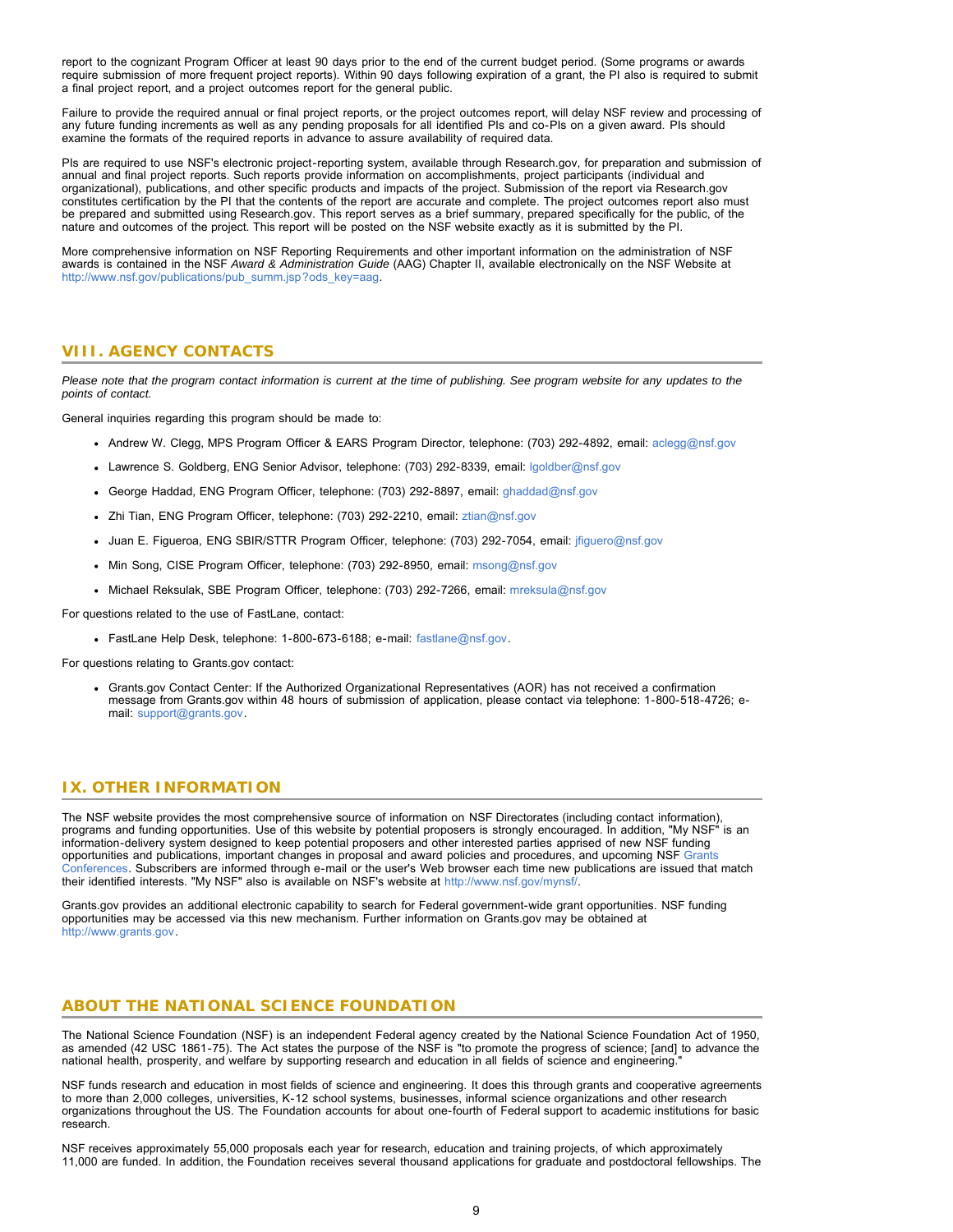report to the cognizant Program Officer at least 90 days prior to the end of the current budget period. (Some programs or awards require submission of more frequent project reports). Within 90 days following expiration of a grant, the PI also is required to submit a final project report, and a project outcomes report for the general public.

Failure to provide the required annual or final project reports, or the project outcomes report, will delay NSF review and processing of any future funding increments as well as any pending proposals for all identified PIs and co-PIs on a given award. PIs should examine the formats of the required reports in advance to assure availability of required data.

PIs are required to use NSF's electronic project-reporting system, available through Research.gov, for preparation and submission of annual and final project reports. Such reports provide information on accomplishments, project participants (individual and organizational), publications, and other specific products and impacts of the project. Submission of the report via Research.gov constitutes certification by the PI that the contents of the report are accurate and complete. The project outcomes report also must be prepared and submitted using Research.gov. This report serves as a brief summary, prepared specifically for the public, of the nature and outcomes of the project. This report will be posted on the NSF website exactly as it is submitted by the PI.

More comprehensive information on NSF Reporting Requirements and other important information on the administration of NSF awards is contained in the NSF *Award & Administration Guide* (AAG) Chapter II, available electronically on the NSF Website at http://www.nsf.gov/publications/pub_summ.jsp?ods_key=aag.

## VIII. AGENCY CONTACTS

*Please note that the program contact information is current at the time of publishing. See program website for any updates to the points of contact.*

General inquiries regarding this program should be made to:

- Andrew W. Clegg, MPS Program Officer & EARS Program Director, telephone: (703) 292-4892, email: aclegg@nsf.gov
- Lawrence S. Goldberg, ENG Senior Advisor, telephone: (703) 292-8339, email: lgoldber@nsf.gov
- George Haddad, ENG Program Officer, telephone: (703) 292-8897, email: ghaddad@nsf.gov
- Zhi Tian, ENG Program Officer, telephone: (703) 292-2210, email: ztian@nsf.gov
- Juan E. Figueroa, ENG SBIR/STTR Program Officer, telephone: (703) 292-7054, email: jfiguero@nsf.gov
- Min Song, CISE Program Officer, telephone: (703) 292-8950, email: msong@nsf.gov
- Michael Reksulak, SBE Program Officer, telephone: (703) 292-7266, email: mreksula@nsf.gov

For questions related to the use of FastLane, contact:

- FastLane Help Desk, telephone: 1-800-673-6188; e-mail: fastlane@nsf.gov.

For questions relating to Grants.gov contact:

- Grants.gov Contact Center: If the Authorized Organizational Representatives (AOR) has not received a confirmation message from Grants.gov within 48 hours of submission of application, please contact via telephone: 1-800-518-4726; e-mail: support@grants.gov.

## IX. OTHER INFORMATION

The NSF website provides the most comprehensive source of information on NSF Directorates (including contact information), programs and funding opportunities. Use of this website by potential proposers is strongly encouraged. In addition, "My NSF" is an information-delivery system designed to keep potential proposers and other interested parties apprised of new NSF funding opportunities and publications, important changes in proposal and award policies and procedures, and upcoming NSF Grants Conferences. Subscribers are informed through e-mail or the user's Web browser each time new publications are issued that match their identified interests. "My NSF" also is available on NSF's website at http://www.nsf.gov/mynsf/.

Grants.gov provides an additional electronic capability to search for Federal government-wide grant opportunities. NSF funding opportunities may be accessed via this new mechanism. Further information on Grants.gov may be obtained at http://www.grants.gov.

## ABOUT THE NATIONAL SCIENCE FOUNDATION

The National Science Foundation (NSF) is an independent Federal agency created by the National Science Foundation Act of 1950, as amended (42 USC 1861-75). The Act states the purpose of the NSF is "to promote the progress of science; [and] to advance the national health, prosperity, and welfare by supporting research and education in all fields of science and engineering."

NSF funds research and education in most fields of science and engineering. It does this through grants and cooperative agreements to more than 2,000 colleges, universities, K-12 school systems, businesses, informal science organizations and other research organizations throughout the US. The Foundation accounts for about one-fourth of Federal support to academic institutions for basic research.

NSF receives approximately 55,000 proposals each year for research, education and training projects, of which approximately 11,000 are funded. In addition, the Foundation receives several thousand applications for graduate and postdoctoral fellowships. The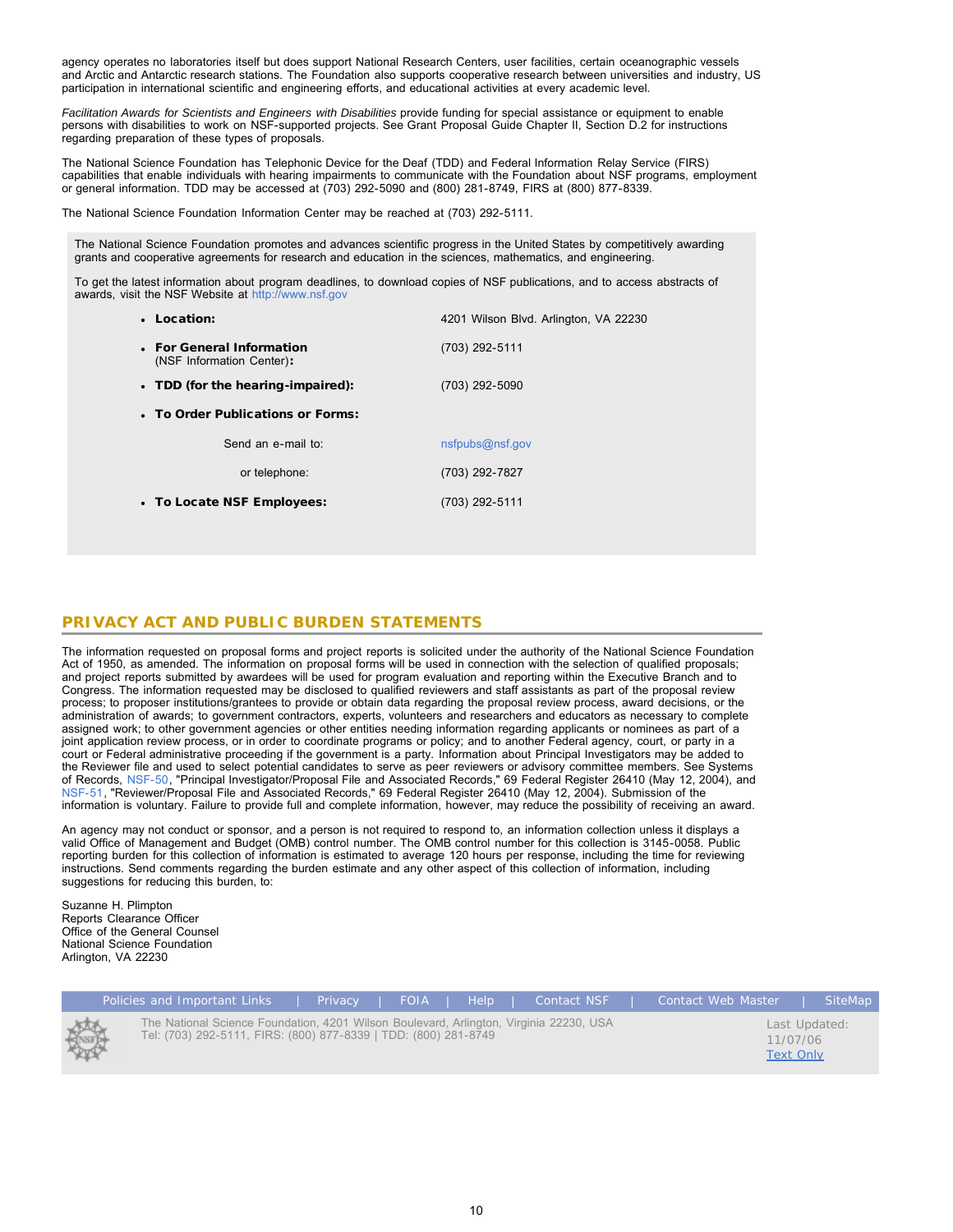agency operates no laboratories itself but does support National Research Centers, user facilities, certain oceanographic vessels and Arctic and Antarctic research stations. The Foundation also supports cooperative research between universities and industry, US participation in international scientific and engineering efforts, and educational activities at every academic level.

*Facilitation Awards for Scientists and Engineers with Disabilities* provide funding for special assistance or equipment to enable persons with disabilities to work on NSF-supported projects. See Grant Proposal Guide Chapter II, Section D.2 for instructions regarding preparation of these types of proposals.

The National Science Foundation has Telephonic Device for the Deaf (TDD) and Federal Information Relay Service (FIRS) capabilities that enable individuals with hearing impairments to communicate with the Foundation about NSF programs, employment or general information. TDD may be accessed at (703) 292-5090 and (800) 281-8749, FIRS at (800) 877-8339.

The National Science Foundation Information Center may be reached at (703) 292-5111.

The National Science Foundation promotes and advances scientific progress in the United States by competitively awarding grants and cooperative agreements for research and education in the sciences, mathematics, and engineering.

To get the latest information about program deadlines, to download copies of NSF publications, and to access abstracts of awards, visit the NSF Website at http://www.nsf.gov

- **Location:** 4201 Wilson Blvd. Arlington, VA 22230
- **For General Information** (NSF Information Center)**:** (703) 292-5111
- **TDD (for the hearing-impaired):** (703) 292-5090
- **To Order Publications or Forms:**
  - Send an e-mail to: nsfpubs@nsf.gov
  - or telephone: (703) 292-7827
- **To Locate NSF Employees:** (703) 292-5111

## PRIVACY ACT AND PUBLIC BURDEN STATEMENTS

The information requested on proposal forms and project reports is solicited under the authority of the National Science Foundation Act of 1950, as amended. The information on proposal forms will be used in connection with the selection of qualified proposals; and project reports submitted by awardees will be used for program evaluation and reporting within the Executive Branch and to Congress. The information requested may be disclosed to qualified reviewers and staff assistants as part of the proposal review process; to proposer institutions/grantees to provide or obtain data regarding the proposal review process, award decisions, or the administration of awards; to government contractors, experts, volunteers and researchers and educators as necessary to complete assigned work; to other government agencies or other entities needing information regarding applicants or nominees as part of a joint application review process, or in order to coordinate programs or policy; and to another Federal agency, court, or party in a court or Federal administrative proceeding if the government is a party. Information about Principal Investigators may be added to the Reviewer file and used to select potential candidates to serve as peer reviewers or advisory committee members. See Systems of Records, NSF-50, "Principal Investigator/Proposal File and Associated Records," 69 Federal Register 26410 (May 12, 2004), and NSF-51, "Reviewer/Proposal File and Associated Records," 69 Federal Register 26410 (May 12, 2004). Submission of the information is voluntary. Failure to provide full and complete information, however, may reduce the possibility of receiving an award.

An agency may not conduct or sponsor, and a person is not required to respond to, an information collection unless it displays a valid Office of Management and Budget (OMB) control number. The OMB control number for this collection is 3145-0058. Public reporting burden for this collection of information is estimated to average 120 hours per response, including the time for reviewing instructions. Send comments regarding the burden estimate and any other aspect of this collection of information, including suggestions for reducing this burden, to:

Suzanne H. Plimpton
Reports Clearance Officer
Office of the General Counsel
National Science Foundation
Arlington, VA 22230

Policies and Important Links | Privacy | FOIA | Help | Contact NSF | Contact Web Master | SiteMap

The National Science Foundation, 4201 Wilson Boulevard, Arlington, Virginia 22230, USA
Tel: (703) 292-5111, FIRS: (800) 877-8339 | TDD: (800) 281-8749

Last Updated:
11/07/06
Text Only